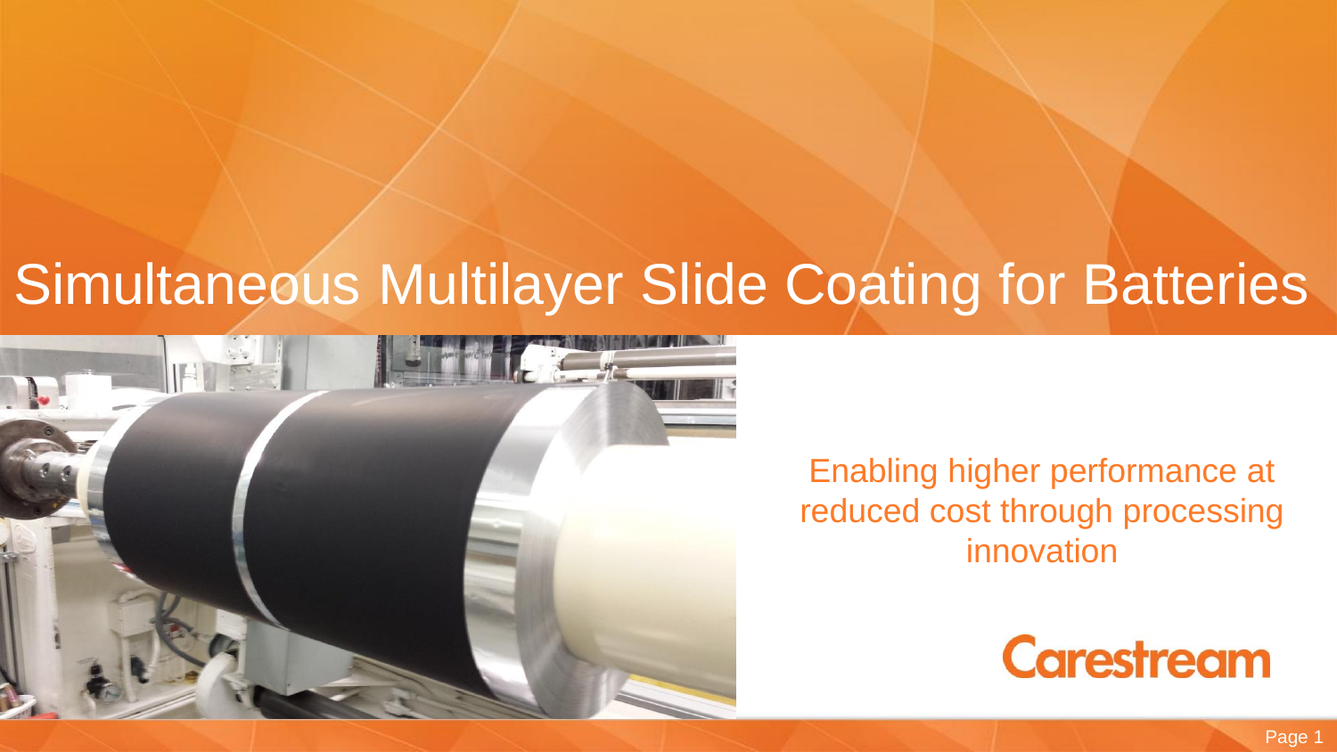# Simultaneous Multilayer Slide Coating for Batteries

Enabling higher performance at reduced cost through processing innovation

Carestream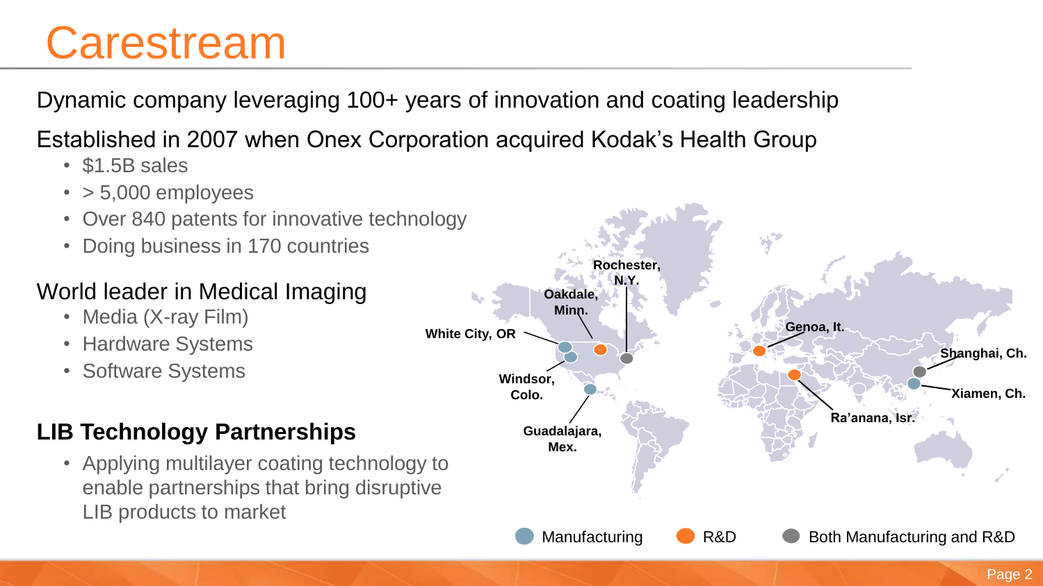# Carestream

Dynamic company leveraging 100+ years of innovation and coating leadership

Established in 2007 when Onex Corporation acquired Kodak's Health Group

- $1.5B sales
- > 5,000 employees
- Over 840 patents for innovative technology
- Doing business in 170 countries

World leader in Medical Imaging

- Media (X-ray Film)
- Hardware Systems
- Software Systems

**LIB Technology Partnerships**

- Applying multilayer coating technology to enable partnerships that bring disruptive LIB products to market

Rochester, N.Y.
Oakdale, Minn.
White City, OR
Windsor, Colo.
Guadalajara, Mex.
Genoa, It.
Shanghai, Ch.
Xiamen, Ch.
Ra'anana, Isr.

Manufacturing | R&D | Both Manufacturing and R&D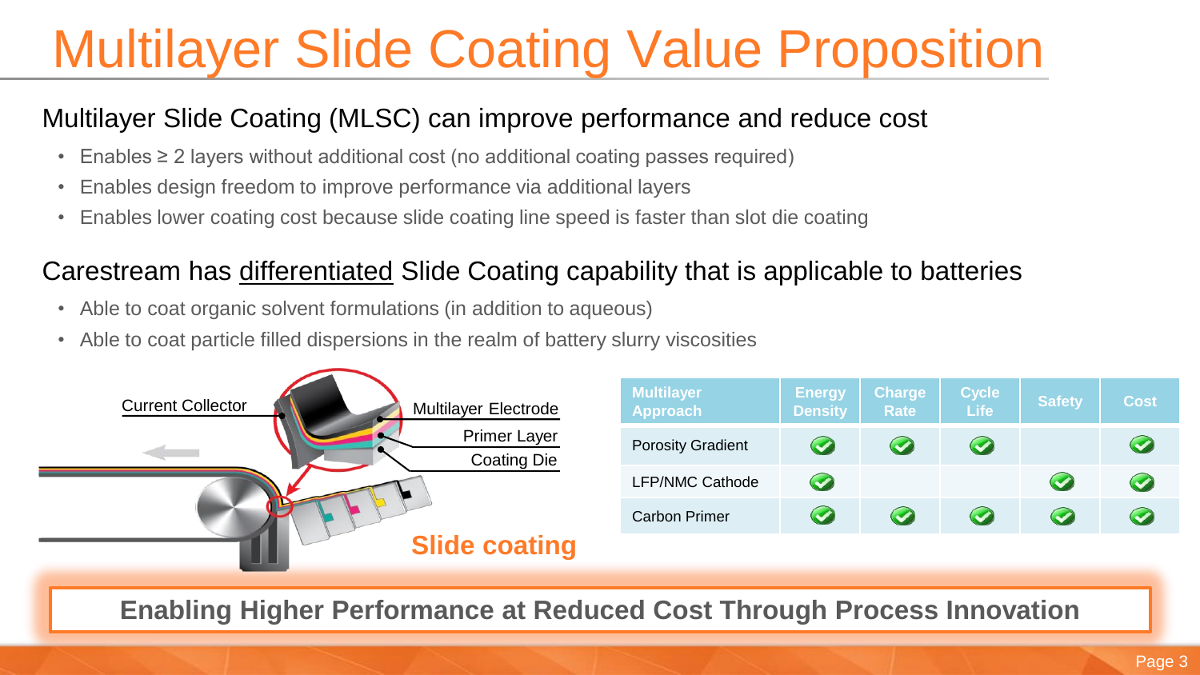# Multilayer Slide Coating Value Proposition

## Multilayer Slide Coating (MLSC) can improve performance and reduce cost

- Enables ≥ 2 layers without additional cost (no additional coating passes required)
- Enables design freedom to improve performance via additional layers
- Enables lower coating cost because slide coating line speed is faster than slot die coating

## Carestream has <u>differentiated</u> Slide Coating capability that is applicable to batteries

- Able to coat organic solvent formulations (in addition to aqueous)
- Able to coat particle filled dispersions in the realm of battery slurry viscosities

Current Collector

Multilayer Electrode

Primer Layer

Coating Die

**Slide coating**

| Multilayer Approach | Energy Density | Charge Rate | Cycle Life | Safety | Cost |
| --- | --- | --- | --- | --- | --- |
| Porosity Gradient | ✓ | ✓ | ✓ | | ✓ |
| LFP/NMC Cathode | ✓ | | | ✓ | ✓ |
| Carbon Primer | ✓ | ✓ | ✓ | ✓ | ✓ |

**Enabling Higher Performance at Reduced Cost Through Process Innovation**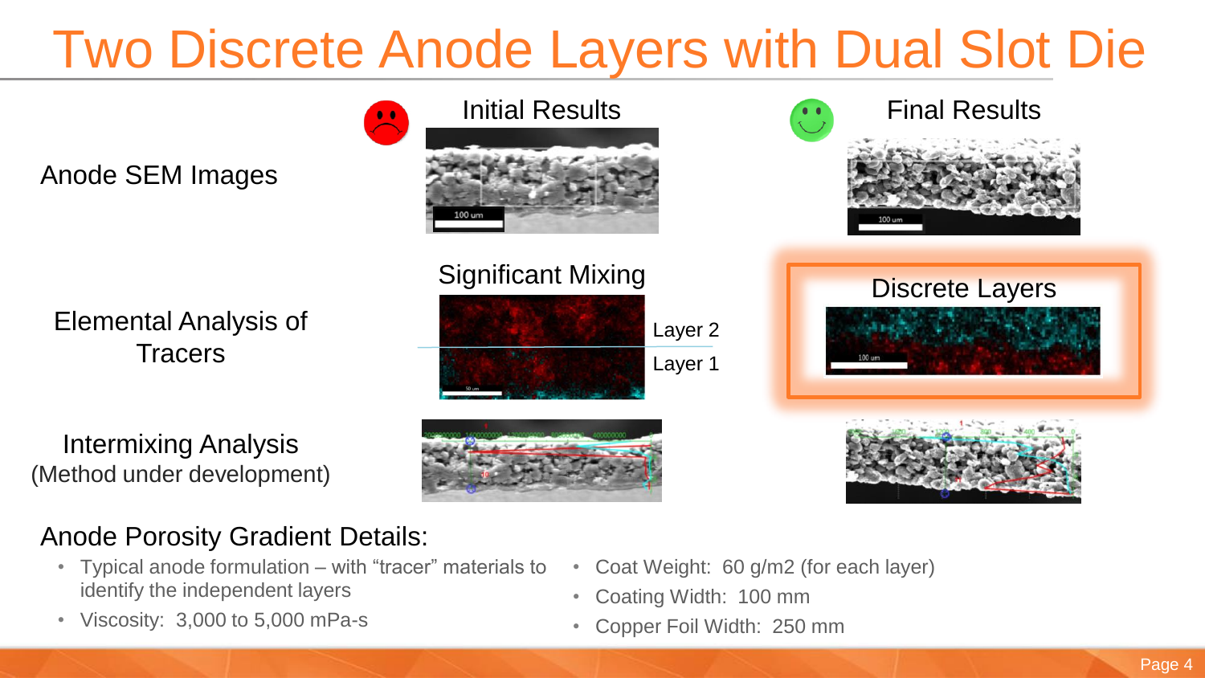# Two Discrete Anode Layers with Dual Slot Die

| | Initial Results | Final Results |
| --- | --- | --- |
| Anode SEM Images | | |
| Elemental Analysis of Tracers | Significant Mixing (Layer 2 / Layer 1) | Discrete Layers |
| Intermixing Analysis (Method under development) | | |

## Anode Porosity Gradient Details:

- Typical anode formulation – with "tracer" materials to identify the independent layers
- Viscosity: 3,000 to 5,000 mPa-s
- Coat Weight: 60 g/m2 (for each layer)
- Coating Width: 100 mm
- Copper Foil Width: 250 mm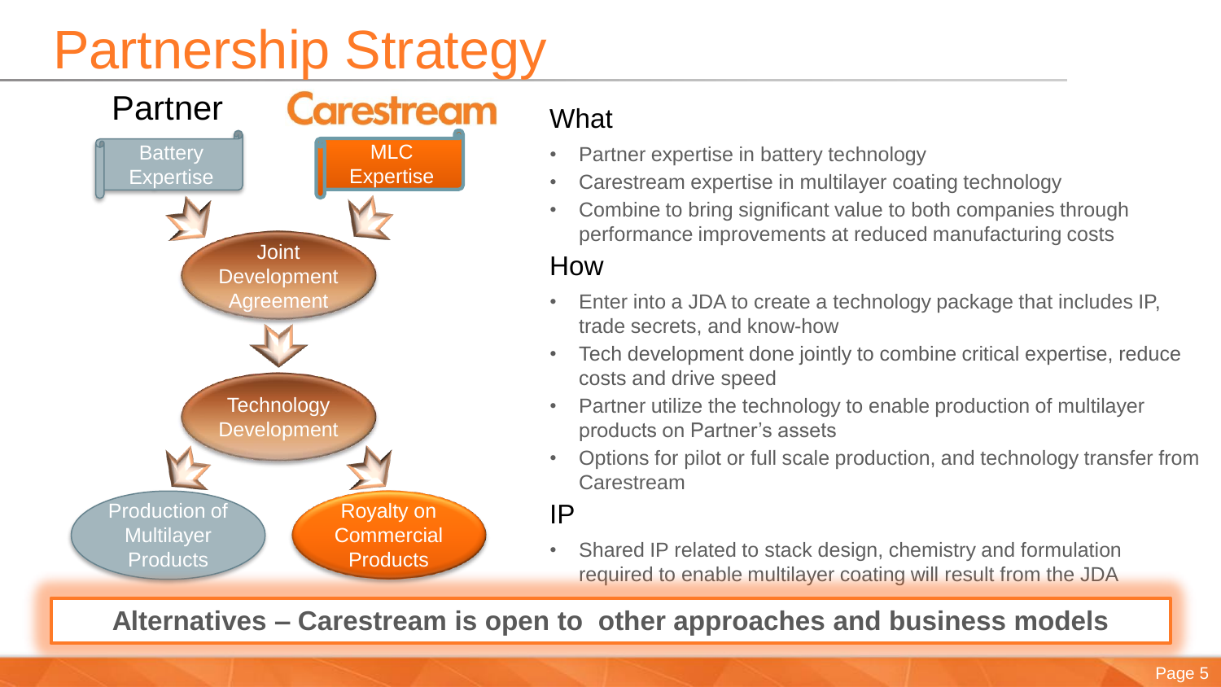# Partnership Strategy

Partner | Carestream

- Battery Expertise
- MLC Expertise
- Joint Development Agreement
- Technology Development
- Production of Multilayer Products
- Royalty on Commercial Products

## What

- Partner expertise in battery technology
- Carestream expertise in multilayer coating technology
- Combine to bring significant value to both companies through performance improvements at reduced manufacturing costs

## How

- Enter into a JDA to create a technology package that includes IP, trade secrets, and know-how
- Tech development done jointly to combine critical expertise, reduce costs and drive speed
- Partner utilize the technology to enable production of multilayer products on Partner's assets
- Options for pilot or full scale production, and technology transfer from Carestream

## IP

- Shared IP related to stack design, chemistry and formulation required to enable multilayer coating will result from the JDA

**Alternatives – Carestream is open to other approaches and business models**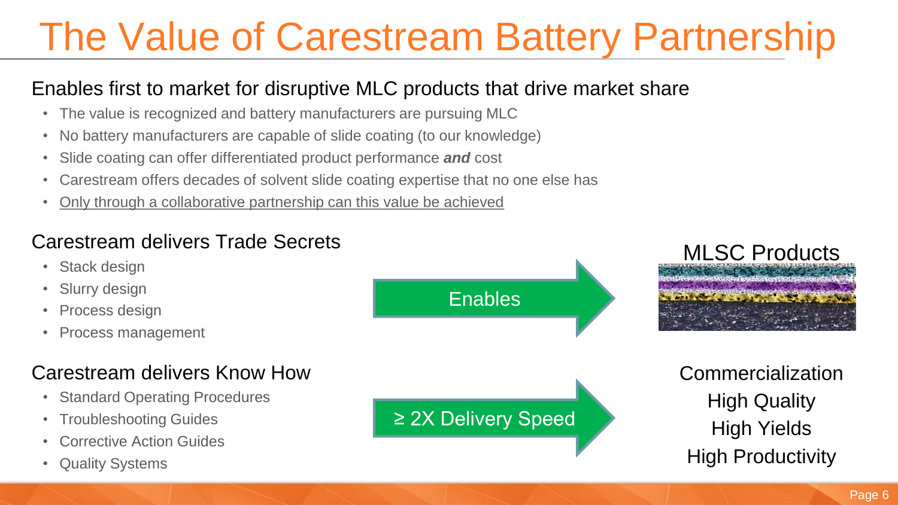# The Value of Carestream Battery Partnership

## Enables first to market for disruptive MLC products that drive market share

- The value is recognized and battery manufacturers are pursuing MLC
- No battery manufacturers are capable of slide coating (to our knowledge)
- Slide coating can offer differentiated product performance ***and*** cost
- Carestream offers decades of solvent slide coating expertise that no one else has
- <u>Only through a collaborative partnership can this value be achieved</u>

## Carestream delivers Trade Secrets

- Stack design
- Slurry design
- Process design
- Process management

Enables → MLSC Products

## Carestream delivers Know How

- Standard Operating Procedures
- Troubleshooting Guides
- Corrective Action Guides
- Quality Systems

≥ 2X Delivery Speed →

Commercialization
High Quality
High Yields
High Productivity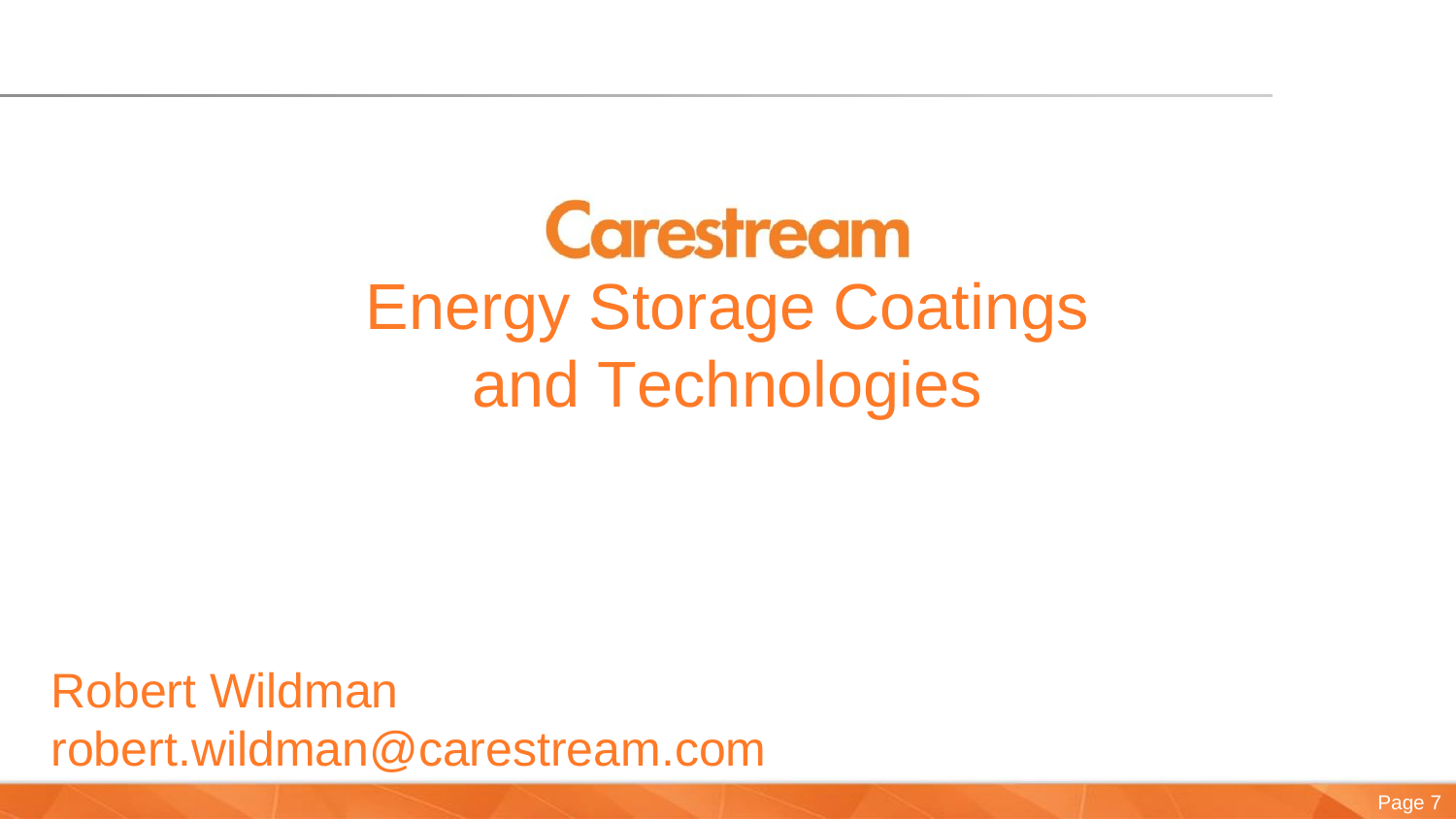# Carestream

# Energy Storage Coatings and Technologies

Robert Wildman
robert.wildman@carestream.com